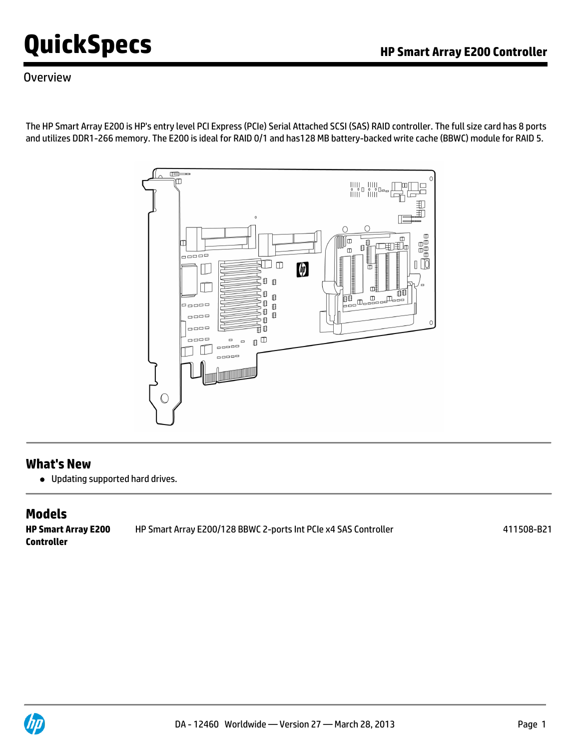# QuickSpecs

## HP Smart Array E200 Controller

### Overview

The HP Smart Array E200 is HP's entry level PCI Express (PCIe) Serial Attached SCSI (SAS) RAID controller. The full size card has 8 ports and utilizes DDR1-266 memory. The E200 is ideal for RAID 0/1 and has128 MB battery-backed write cache (BBWC) module for RAID 5.

## What's New

- Updating supported hard drives.

## Models

| | | |
|---|---|---|
| **HP Smart Array E200 Controller** | HP Smart Array E200/128 BBWC 2-ports Int PCIe x4 SAS Controller | 411508-B21 |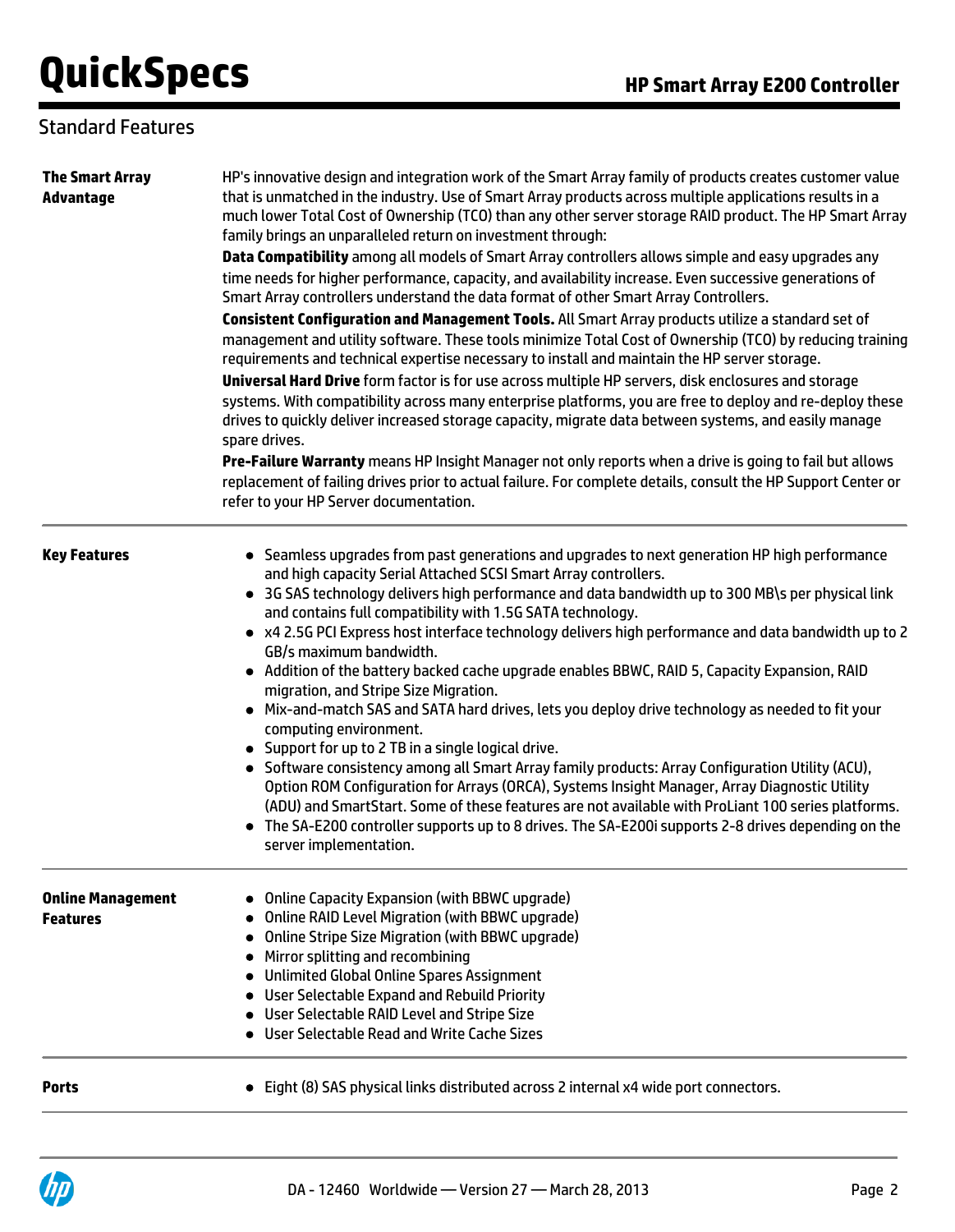## Standard Features

**The Smart Array Advantage**

HP's innovative design and integration work of the Smart Array family of products creates customer value that is unmatched in the industry. Use of Smart Array products across multiple applications results in a much lower Total Cost of Ownership (TCO) than any other server storage RAID product. The HP Smart Array family brings an unparalleled return on investment through:

**Data Compatibility** among all models of Smart Array controllers allows simple and easy upgrades any time needs for higher performance, capacity, and availability increase. Even successive generations of Smart Array controllers understand the data format of other Smart Array Controllers.

**Consistent Configuration and Management Tools.** All Smart Array products utilize a standard set of management and utility software. These tools minimize Total Cost of Ownership (TCO) by reducing training requirements and technical expertise necessary to install and maintain the HP server storage.

**Universal Hard Drive** form factor is for use across multiple HP servers, disk enclosures and storage systems. With compatibility across many enterprise platforms, you are free to deploy and re-deploy these drives to quickly deliver increased storage capacity, migrate data between systems, and easily manage spare drives.

**Pre-Failure Warranty** means HP Insight Manager not only reports when a drive is going to fail but allows replacement of failing drives prior to actual failure. For complete details, consult the HP Support Center or refer to your HP Server documentation.

**Key Features**

- Seamless upgrades from past generations and upgrades to next generation HP high performance and high capacity Serial Attached SCSI Smart Array controllers.
- 3G SAS technology delivers high performance and data bandwidth up to 300 MB\s per physical link and contains full compatibility with 1.5G SATA technology.
- x4 2.5G PCI Express host interface technology delivers high performance and data bandwidth up to 2 GB/s maximum bandwidth.
- Addition of the battery backed cache upgrade enables BBWC, RAID 5, Capacity Expansion, RAID migration, and Stripe Size Migration.
- Mix-and-match SAS and SATA hard drives, lets you deploy drive technology as needed to fit your computing environment.
- Support for up to 2 TB in a single logical drive.
- Software consistency among all Smart Array family products: Array Configuration Utility (ACU), Option ROM Configuration for Arrays (ORCA), Systems Insight Manager, Array Diagnostic Utility (ADU) and SmartStart. Some of these features are not available with ProLiant 100 series platforms.
- The SA-E200 controller supports up to 8 drives. The SA-E200i supports 2-8 drives depending on the server implementation.

**Online Management Features**

- Online Capacity Expansion (with BBWC upgrade)
- Online RAID Level Migration (with BBWC upgrade)
- Online Stripe Size Migration (with BBWC upgrade)
- Mirror splitting and recombining
- Unlimited Global Online Spares Assignment
- User Selectable Expand and Rebuild Priority
- User Selectable RAID Level and Stripe Size
- User Selectable Read and Write Cache Sizes

**Ports**

- Eight (8) SAS physical links distributed across 2 internal x4 wide port connectors.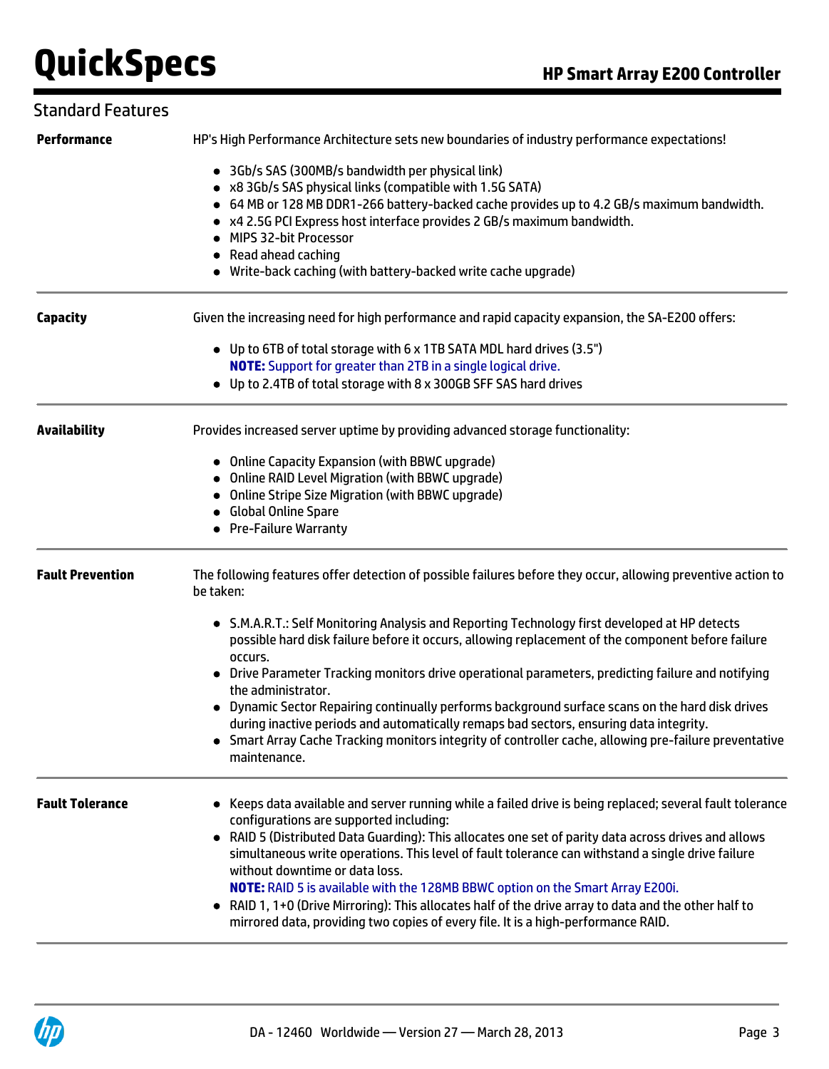## Standard Features

**Performance**

HP's High Performance Architecture sets new boundaries of industry performance expectations!

- 3Gb/s SAS (300MB/s bandwidth per physical link)
- x8 3Gb/s SAS physical links (compatible with 1.5G SATA)
- 64 MB or 128 MB DDR1-266 battery-backed cache provides up to 4.2 GB/s maximum bandwidth.
- x4 2.5G PCI Express host interface provides 2 GB/s maximum bandwidth.
- MIPS 32-bit Processor
- Read ahead caching
- Write-back caching (with battery-backed write cache upgrade)

**Capacity**

Given the increasing need for high performance and rapid capacity expansion, the SA-E200 offers:

- Up to 6TB of total storage with 6 x 1TB SATA MDL hard drives (3.5")
  **NOTE:** Support for greater than 2TB in a single logical drive.
- Up to 2.4TB of total storage with 8 x 300GB SFF SAS hard drives

**Availability**

Provides increased server uptime by providing advanced storage functionality:

- Online Capacity Expansion (with BBWC upgrade)
- Online RAID Level Migration (with BBWC upgrade)
- Online Stripe Size Migration (with BBWC upgrade)
- Global Online Spare
- Pre-Failure Warranty

**Fault Prevention**

The following features offer detection of possible failures before they occur, allowing preventive action to be taken:

- S.M.A.R.T.: Self Monitoring Analysis and Reporting Technology first developed at HP detects possible hard disk failure before it occurs, allowing replacement of the component before failure occurs.
- Drive Parameter Tracking monitors drive operational parameters, predicting failure and notifying the administrator.
- Dynamic Sector Repairing continually performs background surface scans on the hard disk drives during inactive periods and automatically remaps bad sectors, ensuring data integrity.
- Smart Array Cache Tracking monitors integrity of controller cache, allowing pre-failure preventative maintenance.

**Fault Tolerance**

- Keeps data available and server running while a failed drive is being replaced; several fault tolerance configurations are supported including:
- RAID 5 (Distributed Data Guarding): This allocates one set of parity data across drives and allows simultaneous write operations. This level of fault tolerance can withstand a single drive failure without downtime or data loss.
  **NOTE:** RAID 5 is available with the 128MB BBWC option on the Smart Array E200i.
- RAID 1, 1+0 (Drive Mirroring): This allocates half of the drive array to data and the other half to mirrored data, providing two copies of every file. It is a high-performance RAID.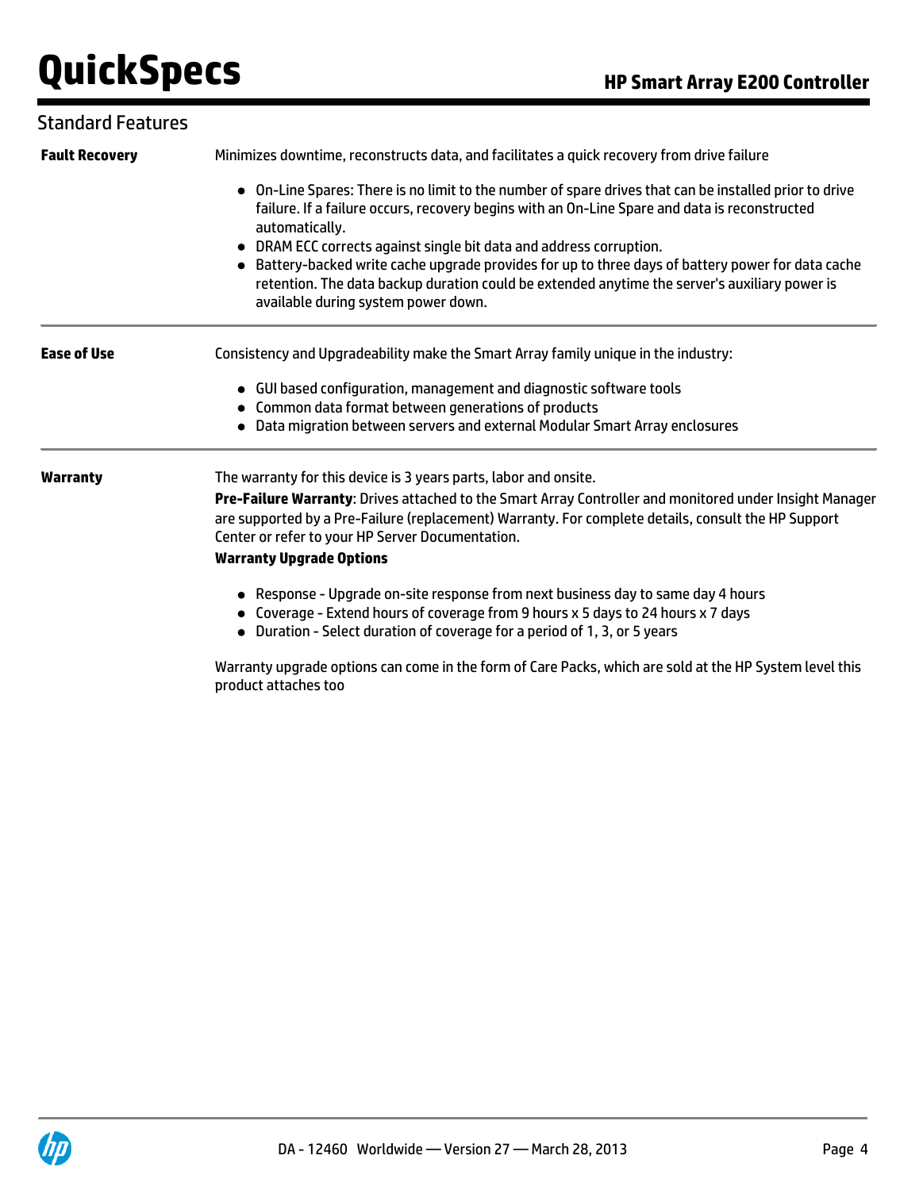## Standard Features

**Fault Recovery**

Minimizes downtime, reconstructs data, and facilitates a quick recovery from drive failure

- On-Line Spares: There is no limit to the number of spare drives that can be installed prior to drive failure. If a failure occurs, recovery begins with an On-Line Spare and data is reconstructed automatically.
- DRAM ECC corrects against single bit data and address corruption.
- Battery-backed write cache upgrade provides for up to three days of battery power for data cache retention. The data backup duration could be extended anytime the server's auxiliary power is available during system power down.

**Ease of Use**

Consistency and Upgradeability make the Smart Array family unique in the industry:

- GUI based configuration, management and diagnostic software tools
- Common data format between generations of products
- Data migration between servers and external Modular Smart Array enclosures

**Warranty**

The warranty for this device is 3 years parts, labor and onsite.

**Pre-Failure Warranty**: Drives attached to the Smart Array Controller and monitored under Insight Manager are supported by a Pre-Failure (replacement) Warranty. For complete details, consult the HP Support Center or refer to your HP Server Documentation.

**Warranty Upgrade Options**

- Response - Upgrade on-site response from next business day to same day 4 hours
- Coverage - Extend hours of coverage from 9 hours x 5 days to 24 hours x 7 days
- Duration - Select duration of coverage for a period of 1, 3, or 5 years

Warranty upgrade options can come in the form of Care Packs, which are sold at the HP System level this product attaches too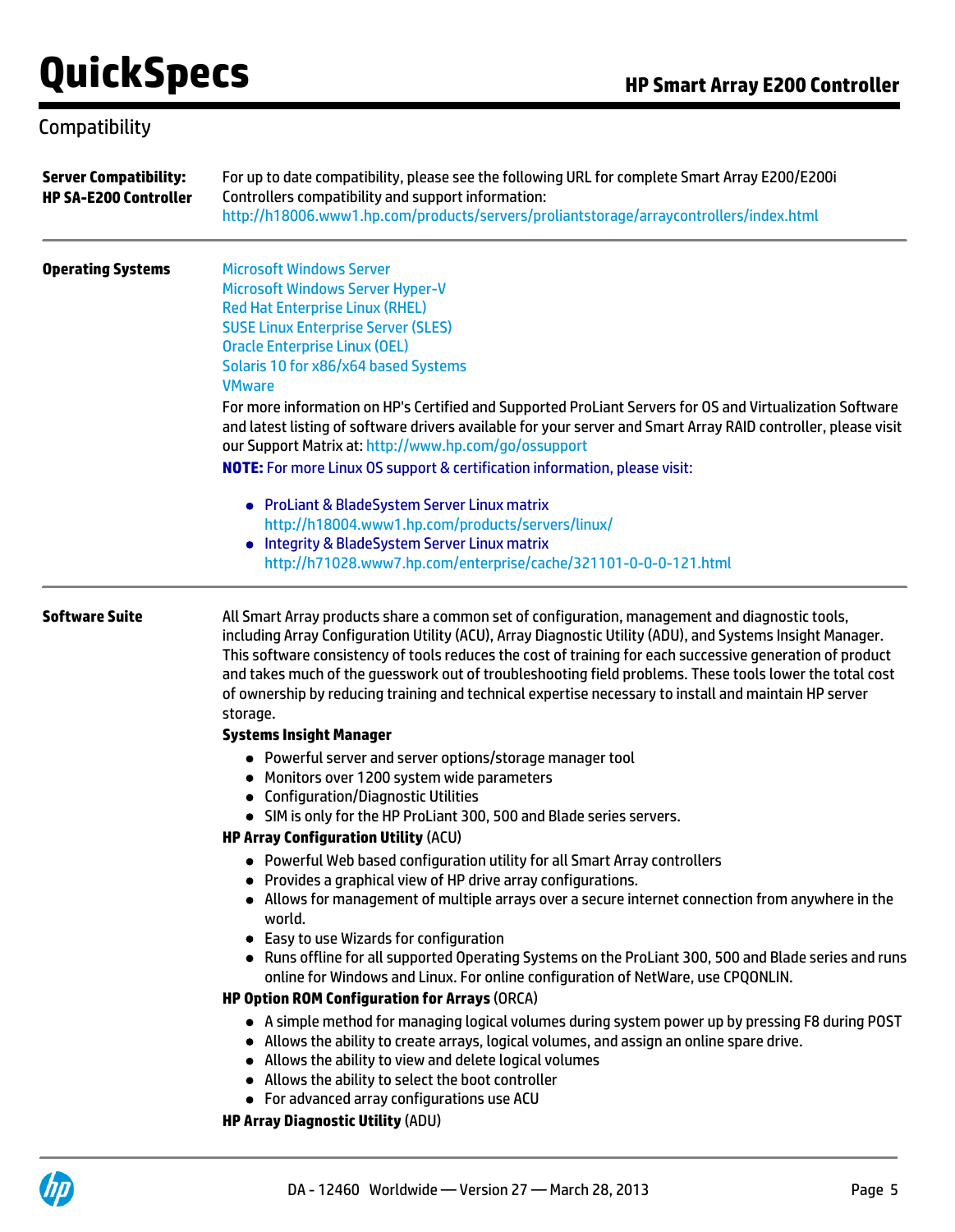## Compatibility

**Server Compatibility: HP SA-E200 Controller**

For up to date compatibility, please see the following URL for complete Smart Array E200/E200i Controllers compatibility and support information:
http://h18006.www1.hp.com/products/servers/proliantstorage/arraycontrollers/index.html

**Operating Systems**

Microsoft Windows Server
Microsoft Windows Server Hyper-V
Red Hat Enterprise Linux (RHEL)
SUSE Linux Enterprise Server (SLES)
Oracle Enterprise Linux (OEL)
Solaris 10 for x86/x64 based Systems
VMware

For more information on HP's Certified and Supported ProLiant Servers for OS and Virtualization Software and latest listing of software drivers available for your server and Smart Array RAID controller, please visit our Support Matrix at: http://www.hp.com/go/ossupport

**NOTE:** For more Linux OS support & certification information, please visit:

- ProLiant & BladeSystem Server Linux matrix
  http://h18004.www1.hp.com/products/servers/linux/
- Integrity & BladeSystem Server Linux matrix
  http://h71028.www7.hp.com/enterprise/cache/321101-0-0-0-121.html

**Software Suite**

All Smart Array products share a common set of configuration, management and diagnostic tools, including Array Configuration Utility (ACU), Array Diagnostic Utility (ADU), and Systems Insight Manager. This software consistency of tools reduces the cost of training for each successive generation of product and takes much of the guesswork out of troubleshooting field problems. These tools lower the total cost of ownership by reducing training and technical expertise necessary to install and maintain HP server storage.

**Systems Insight Manager**

- Powerful server and server options/storage manager tool
- Monitors over 1200 system wide parameters
- Configuration/Diagnostic Utilities
- SIM is only for the HP ProLiant 300, 500 and Blade series servers.

**HP Array Configuration Utility** (ACU)

- Powerful Web based configuration utility for all Smart Array controllers
- Provides a graphical view of HP drive array configurations.
- Allows for management of multiple arrays over a secure internet connection from anywhere in the world.
- Easy to use Wizards for configuration
- Runs offline for all supported Operating Systems on the ProLiant 300, 500 and Blade series and runs online for Windows and Linux. For online configuration of NetWare, use CPQONLIN.

**HP Option ROM Configuration for Arrays** (ORCA)

- A simple method for managing logical volumes during system power up by pressing F8 during POST
- Allows the ability to create arrays, logical volumes, and assign an online spare drive.
- Allows the ability to view and delete logical volumes
- Allows the ability to select the boot controller
- For advanced array configurations use ACU

**HP Array Diagnostic Utility** (ADU)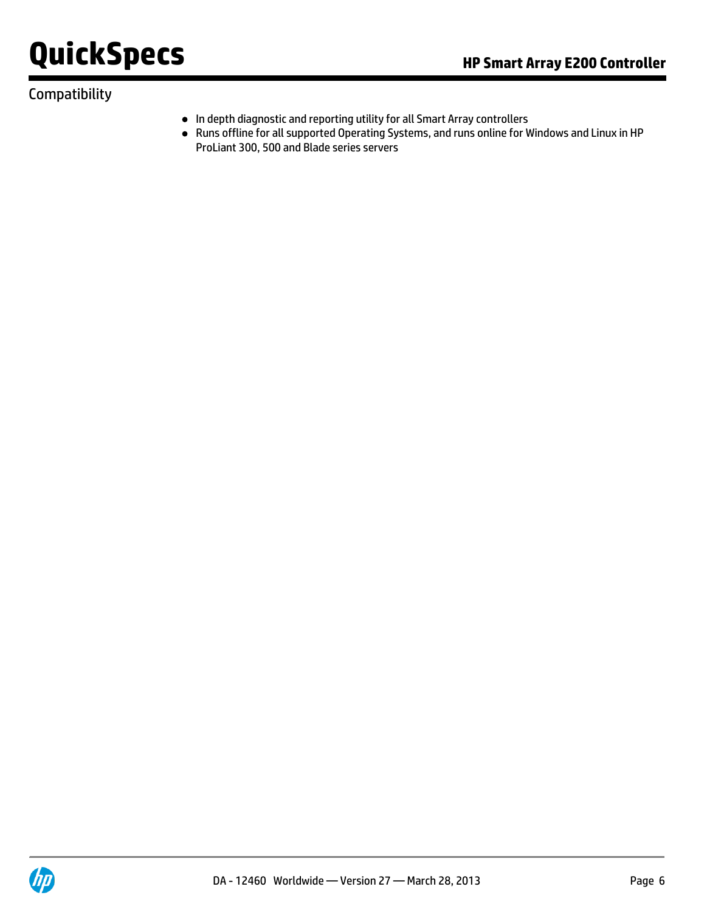## Compatibility

- In depth diagnostic and reporting utility for all Smart Array controllers
- Runs offline for all supported Operating Systems, and runs online for Windows and Linux in HP ProLiant 300, 500 and Blade series servers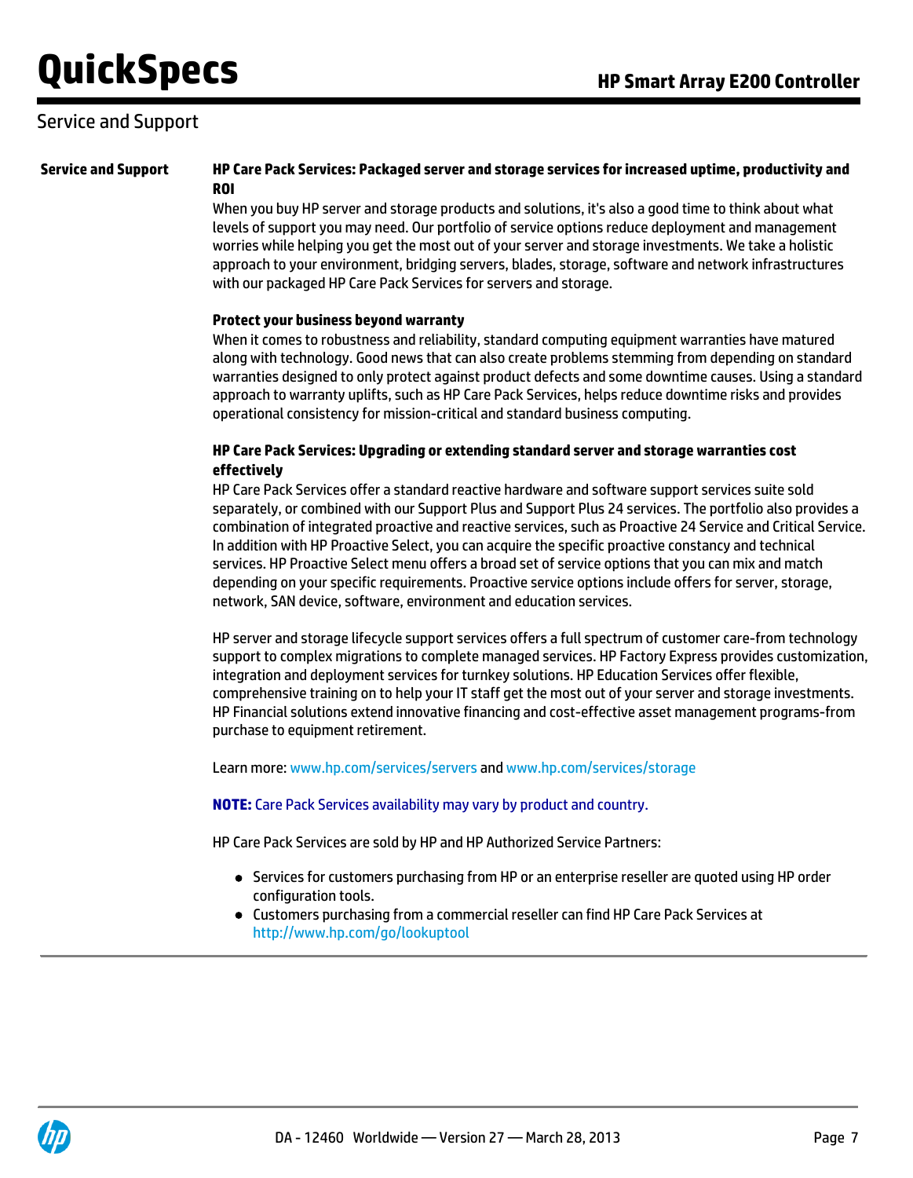## Service and Support

### Service and Support

**HP Care Pack Services: Packaged server and storage services for increased uptime, productivity and ROI**

When you buy HP server and storage products and solutions, it's also a good time to think about what levels of support you may need. Our portfolio of service options reduce deployment and management worries while helping you get the most out of your server and storage investments. We take a holistic approach to your environment, bridging servers, blades, storage, software and network infrastructures with our packaged HP Care Pack Services for servers and storage.

**Protect your business beyond warranty**

When it comes to robustness and reliability, standard computing equipment warranties have matured along with technology. Good news that can also create problems stemming from depending on standard warranties designed to only protect against product defects and some downtime causes. Using a standard approach to warranty uplifts, such as HP Care Pack Services, helps reduce downtime risks and provides operational consistency for mission-critical and standard business computing.

**HP Care Pack Services: Upgrading or extending standard server and storage warranties cost effectively**

HP Care Pack Services offer a standard reactive hardware and software support services suite sold separately, or combined with our Support Plus and Support Plus 24 services. The portfolio also provides a combination of integrated proactive and reactive services, such as Proactive 24 Service and Critical Service. In addition with HP Proactive Select, you can acquire the specific proactive constancy and technical services. HP Proactive Select menu offers a broad set of service options that you can mix and match depending on your specific requirements. Proactive service options include offers for server, storage, network, SAN device, software, environment and education services.

HP server and storage lifecycle support services offers a full spectrum of customer care-from technology support to complex migrations to complete managed services. HP Factory Express provides customization, integration and deployment services for turnkey solutions. HP Education Services offer flexible, comprehensive training on to help your IT staff get the most out of your server and storage investments. HP Financial solutions extend innovative financing and cost-effective asset management programs-from purchase to equipment retirement.

Learn more: www.hp.com/services/servers and www.hp.com/services/storage

**NOTE:** Care Pack Services availability may vary by product and country.

HP Care Pack Services are sold by HP and HP Authorized Service Partners:

- Services for customers purchasing from HP or an enterprise reseller are quoted using HP order configuration tools.
- Customers purchasing from a commercial reseller can find HP Care Pack Services at http://www.hp.com/go/lookuptool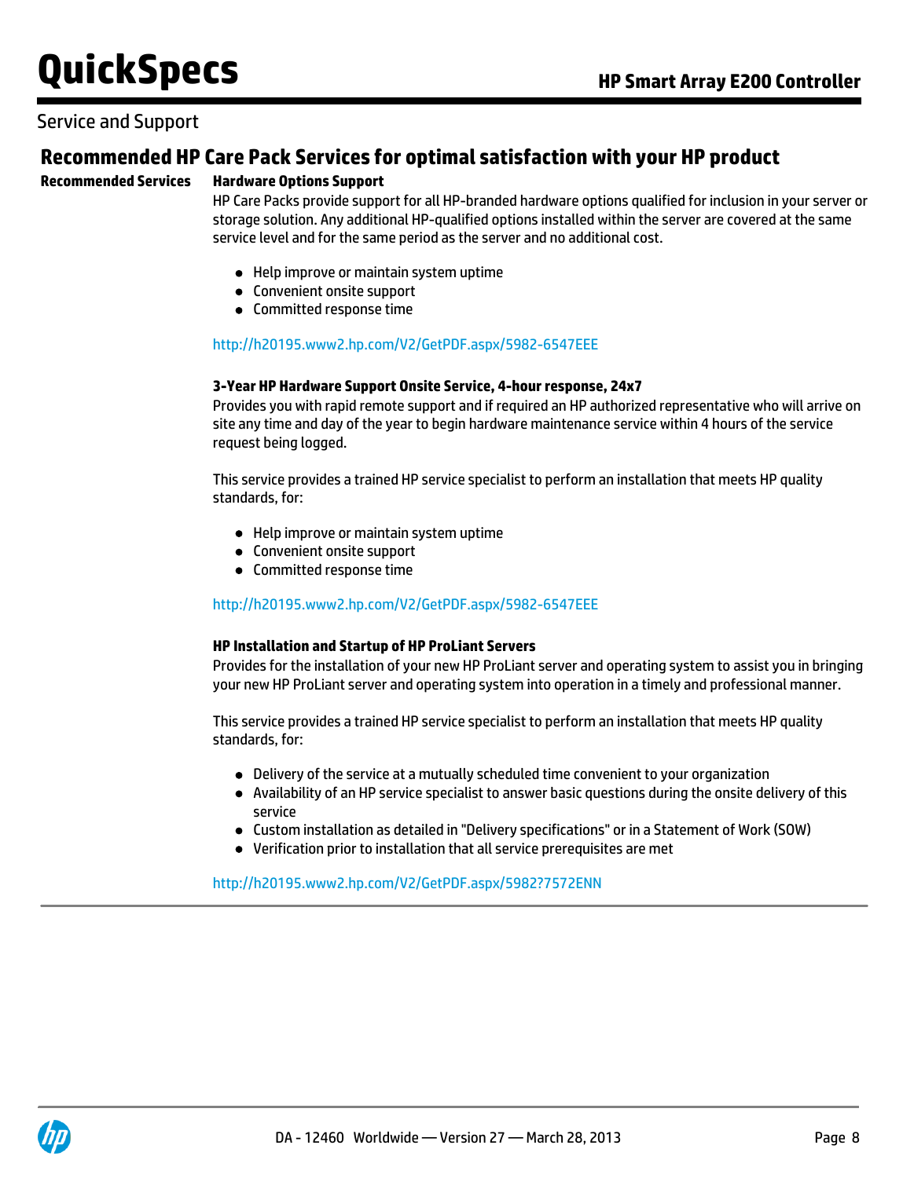## Service and Support

### Recommended HP Care Pack Services for optimal satisfaction with your HP product

**Recommended Services**

**Hardware Options Support**

HP Care Packs provide support for all HP-branded hardware options qualified for inclusion in your server or storage solution. Any additional HP-qualified options installed within the server are covered at the same service level and for the same period as the server and no additional cost.

- Help improve or maintain system uptime
- Convenient onsite support
- Committed response time

http://h20195.www2.hp.com/V2/GetPDF.aspx/5982-6547EEE

**3-Year HP Hardware Support Onsite Service, 4-hour response, 24x7**

Provides you with rapid remote support and if required an HP authorized representative who will arrive on site any time and day of the year to begin hardware maintenance service within 4 hours of the service request being logged.

This service provides a trained HP service specialist to perform an installation that meets HP quality standards, for:

- Help improve or maintain system uptime
- Convenient onsite support
- Committed response time

http://h20195.www2.hp.com/V2/GetPDF.aspx/5982-6547EEE

**HP Installation and Startup of HP ProLiant Servers**

Provides for the installation of your new HP ProLiant server and operating system to assist you in bringing your new HP ProLiant server and operating system into operation in a timely and professional manner.

This service provides a trained HP service specialist to perform an installation that meets HP quality standards, for:

- Delivery of the service at a mutually scheduled time convenient to your organization
- Availability of an HP service specialist to answer basic questions during the onsite delivery of this service
- Custom installation as detailed in "Delivery specifications" or in a Statement of Work (SOW)
- Verification prior to installation that all service prerequisites are met

http://h20195.www2.hp.com/V2/GetPDF.aspx/5982?7572ENN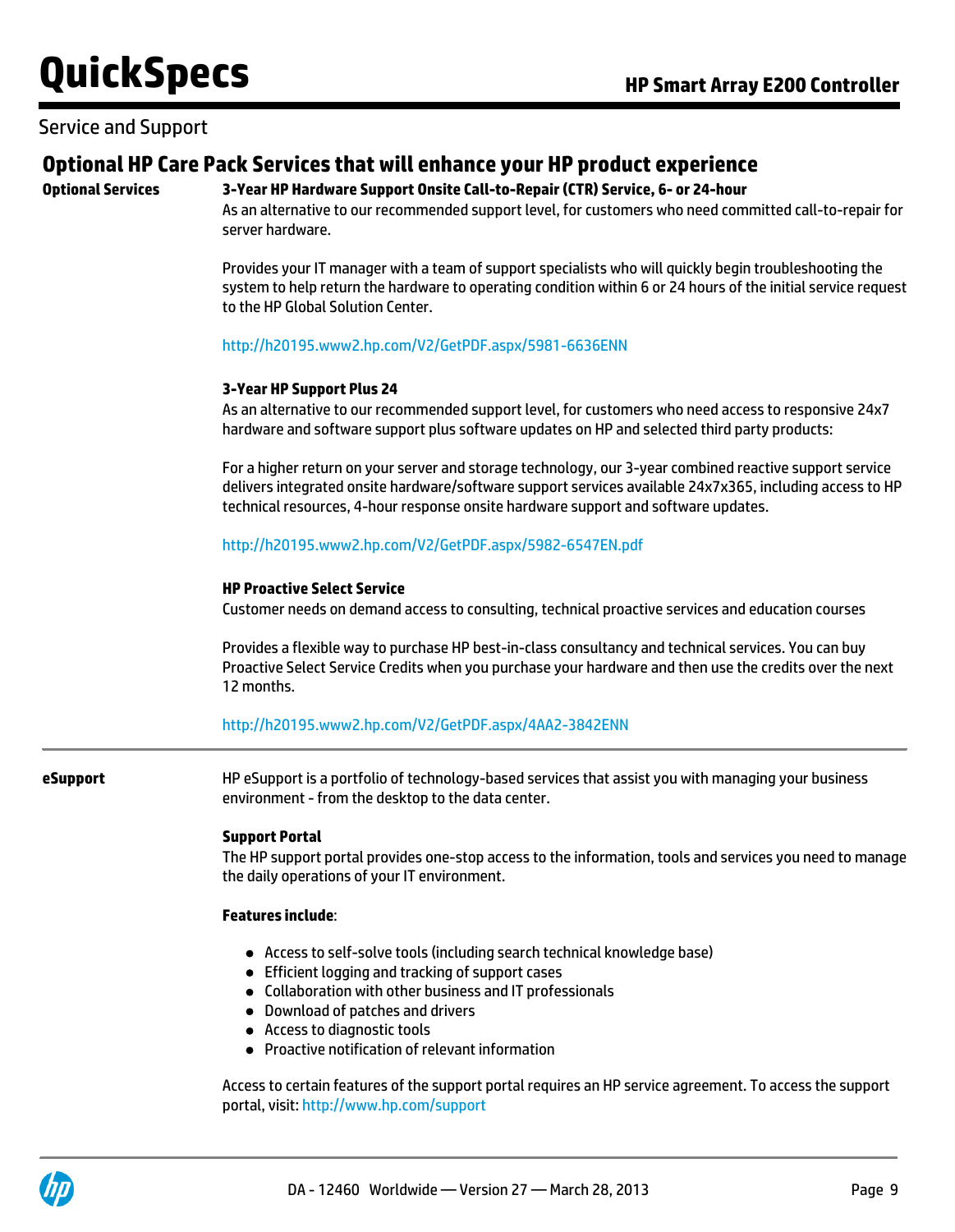## Service and Support

### Optional HP Care Pack Services that will enhance your HP product experience

**Optional Services**

**3-Year HP Hardware Support Onsite Call-to-Repair (CTR) Service, 6- or 24-hour**

As an alternative to our recommended support level, for customers who need committed call-to-repair for server hardware.

Provides your IT manager with a team of support specialists who will quickly begin troubleshooting the system to help return the hardware to operating condition within 6 or 24 hours of the initial service request to the HP Global Solution Center.

http://h20195.www2.hp.com/V2/GetPDF.aspx/5981-6636ENN

**3-Year HP Support Plus 24**

As an alternative to our recommended support level, for customers who need access to responsive 24x7 hardware and software support plus software updates on HP and selected third party products:

For a higher return on your server and storage technology, our 3-year combined reactive support service delivers integrated onsite hardware/software support services available 24x7x365, including access to HP technical resources, 4-hour response onsite hardware support and software updates.

http://h20195.www2.hp.com/V2/GetPDF.aspx/5982-6547EN.pdf

**HP Proactive Select Service**

Customer needs on demand access to consulting, technical proactive services and education courses

Provides a flexible way to purchase HP best-in-class consultancy and technical services. You can buy Proactive Select Service Credits when you purchase your hardware and then use the credits over the next 12 months.

http://h20195.www2.hp.com/V2/GetPDF.aspx/4AA2-3842ENN

---

**eSupport**

HP eSupport is a portfolio of technology-based services that assist you with managing your business environment - from the desktop to the data center.

**Support Portal**

The HP support portal provides one-stop access to the information, tools and services you need to manage the daily operations of your IT environment.

**Features include**:

- Access to self-solve tools (including search technical knowledge base)
- Efficient logging and tracking of support cases
- Collaboration with other business and IT professionals
- Download of patches and drivers
- Access to diagnostic tools
- Proactive notification of relevant information

Access to certain features of the support portal requires an HP service agreement. To access the support portal, visit: http://www.hp.com/support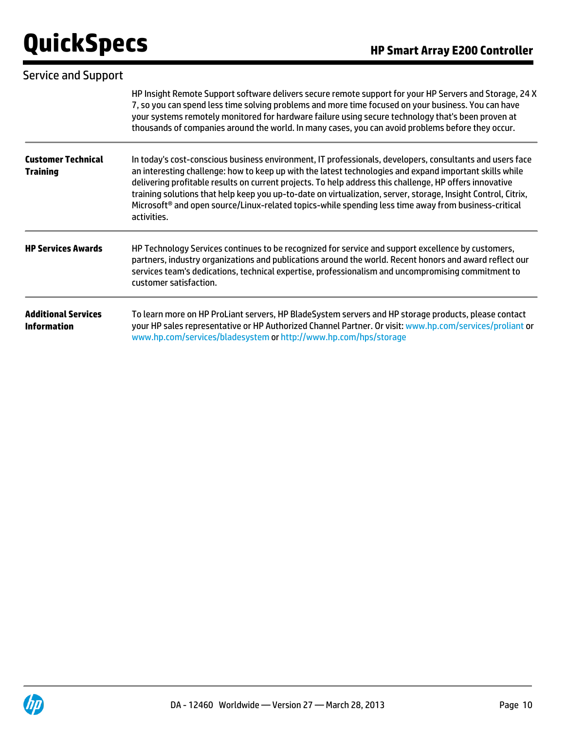## Service and Support

HP Insight Remote Support software delivers secure remote support for your HP Servers and Storage, 24 X 7, so you can spend less time solving problems and more time focused on your business. You can have your systems remotely monitored for hardware failure using secure technology that's been proven at thousands of companies around the world. In many cases, you can avoid problems before they occur.

**Customer Technical Training**

In today's cost-conscious business environment, IT professionals, developers, consultants and users face an interesting challenge: how to keep up with the latest technologies and expand important skills while delivering profitable results on current projects. To help address this challenge, HP offers innovative training solutions that help keep you up-to-date on virtualization, server, storage, Insight Control, Citrix, Microsoft® and open source/Linux-related topics-while spending less time away from business-critical activities.

**HP Services Awards**

HP Technology Services continues to be recognized for service and support excellence by customers, partners, industry organizations and publications around the world. Recent honors and award reflect our services team's dedications, technical expertise, professionalism and uncompromising commitment to customer satisfaction.

**Additional Services Information**

To learn more on HP ProLiant servers, HP BladeSystem servers and HP storage products, please contact your HP sales representative or HP Authorized Channel Partner. Or visit: www.hp.com/services/proliant or www.hp.com/services/bladesystem or http://www.hp.com/hps/storage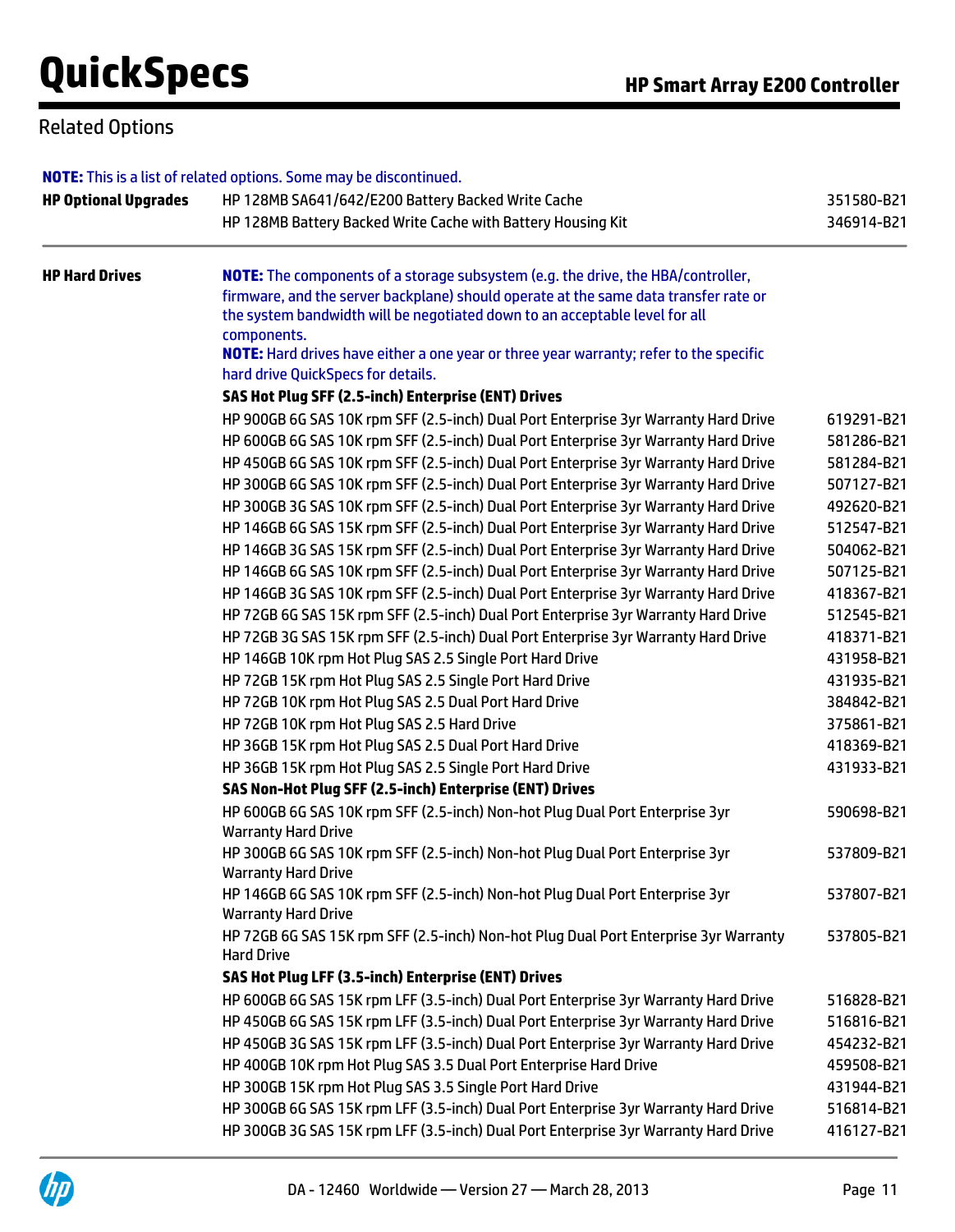## Related Options

**NOTE:** This is a list of related options. Some may be discontinued.

| | | |
|---|---|---|
| **HP Optional Upgrades** | HP 128MB SA641/642/E200 Battery Backed Write Cache | 351580-B21 |
| | HP 128MB Battery Backed Write Cache with Battery Housing Kit | 346914-B21 |

**HP Hard Drives**

**NOTE:** The components of a storage subsystem (e.g. the drive, the HBA/controller, firmware, and the server backplane) should operate at the same data transfer rate or the system bandwidth will be negotiated down to an acceptable level for all components.

**NOTE:** Hard drives have either a one year or three year warranty; refer to the specific hard drive QuickSpecs for details.

| Description | Part Number |
|---|---|
| **SAS Hot Plug SFF (2.5-inch) Enterprise (ENT) Drives** | |
| HP 900GB 6G SAS 10K rpm SFF (2.5-inch) Dual Port Enterprise 3yr Warranty Hard Drive | 619291-B21 |
| HP 600GB 6G SAS 10K rpm SFF (2.5-inch) Dual Port Enterprise 3yr Warranty Hard Drive | 581286-B21 |
| HP 450GB 6G SAS 10K rpm SFF (2.5-inch) Dual Port Enterprise 3yr Warranty Hard Drive | 581284-B21 |
| HP 300GB 6G SAS 10K rpm SFF (2.5-inch) Dual Port Enterprise 3yr Warranty Hard Drive | 507127-B21 |
| HP 300GB 3G SAS 10K rpm SFF (2.5-inch) Dual Port Enterprise 3yr Warranty Hard Drive | 492620-B21 |
| HP 146GB 6G SAS 15K rpm SFF (2.5-inch) Dual Port Enterprise 3yr Warranty Hard Drive | 512547-B21 |
| HP 146GB 3G SAS 15K rpm SFF (2.5-inch) Dual Port Enterprise 3yr Warranty Hard Drive | 504062-B21 |
| HP 146GB 6G SAS 10K rpm SFF (2.5-inch) Dual Port Enterprise 3yr Warranty Hard Drive | 507125-B21 |
| HP 146GB 3G SAS 10K rpm SFF (2.5-inch) Dual Port Enterprise 3yr Warranty Hard Drive | 418367-B21 |
| HP 72GB 6G SAS 15K rpm SFF (2.5-inch) Dual Port Enterprise 3yr Warranty Hard Drive | 512545-B21 |
| HP 72GB 3G SAS 15K rpm SFF (2.5-inch) Dual Port Enterprise 3yr Warranty Hard Drive | 418371-B21 |
| HP 146GB 10K rpm Hot Plug SAS 2.5 Single Port Hard Drive | 431958-B21 |
| HP 72GB 15K rpm Hot Plug SAS 2.5 Single Port Hard Drive | 431935-B21 |
| HP 72GB 10K rpm Hot Plug SAS 2.5 Dual Port Hard Drive | 384842-B21 |
| HP 72GB 10K rpm Hot Plug SAS 2.5 Hard Drive | 375861-B21 |
| HP 36GB 15K rpm Hot Plug SAS 2.5 Dual Port Hard Drive | 418369-B21 |
| HP 36GB 15K rpm Hot Plug SAS 2.5 Single Port Hard Drive | 431933-B21 |
| **SAS Non-Hot Plug SFF (2.5-inch) Enterprise (ENT) Drives** | |
| HP 600GB 6G SAS 10K rpm SFF (2.5-inch) Non-hot Plug Dual Port Enterprise 3yr Warranty Hard Drive | 590698-B21 |
| HP 300GB 6G SAS 10K rpm SFF (2.5-inch) Non-hot Plug Dual Port Enterprise 3yr Warranty Hard Drive | 537809-B21 |
| HP 146GB 6G SAS 10K rpm SFF (2.5-inch) Non-hot Plug Dual Port Enterprise 3yr Warranty Hard Drive | 537807-B21 |
| HP 72GB 6G SAS 15K rpm SFF (2.5-inch) Non-hot Plug Dual Port Enterprise 3yr Warranty Hard Drive | 537805-B21 |
| **SAS Hot Plug LFF (3.5-inch) Enterprise (ENT) Drives** | |
| HP 600GB 6G SAS 15K rpm LFF (3.5-inch) Dual Port Enterprise 3yr Warranty Hard Drive | 516828-B21 |
| HP 450GB 6G SAS 15K rpm LFF (3.5-inch) Dual Port Enterprise 3yr Warranty Hard Drive | 516816-B21 |
| HP 450GB 3G SAS 15K rpm LFF (3.5-inch) Dual Port Enterprise 3yr Warranty Hard Drive | 454232-B21 |
| HP 400GB 10K rpm Hot Plug SAS 3.5 Dual Port Enterprise Hard Drive | 459508-B21 |
| HP 300GB 15K rpm Hot Plug SAS 3.5 Single Port Hard Drive | 431944-B21 |
| HP 300GB 6G SAS 15K rpm LFF (3.5-inch) Dual Port Enterprise 3yr Warranty Hard Drive | 516814-B21 |
| HP 300GB 3G SAS 15K rpm LFF (3.5-inch) Dual Port Enterprise 3yr Warranty Hard Drive | 416127-B21 |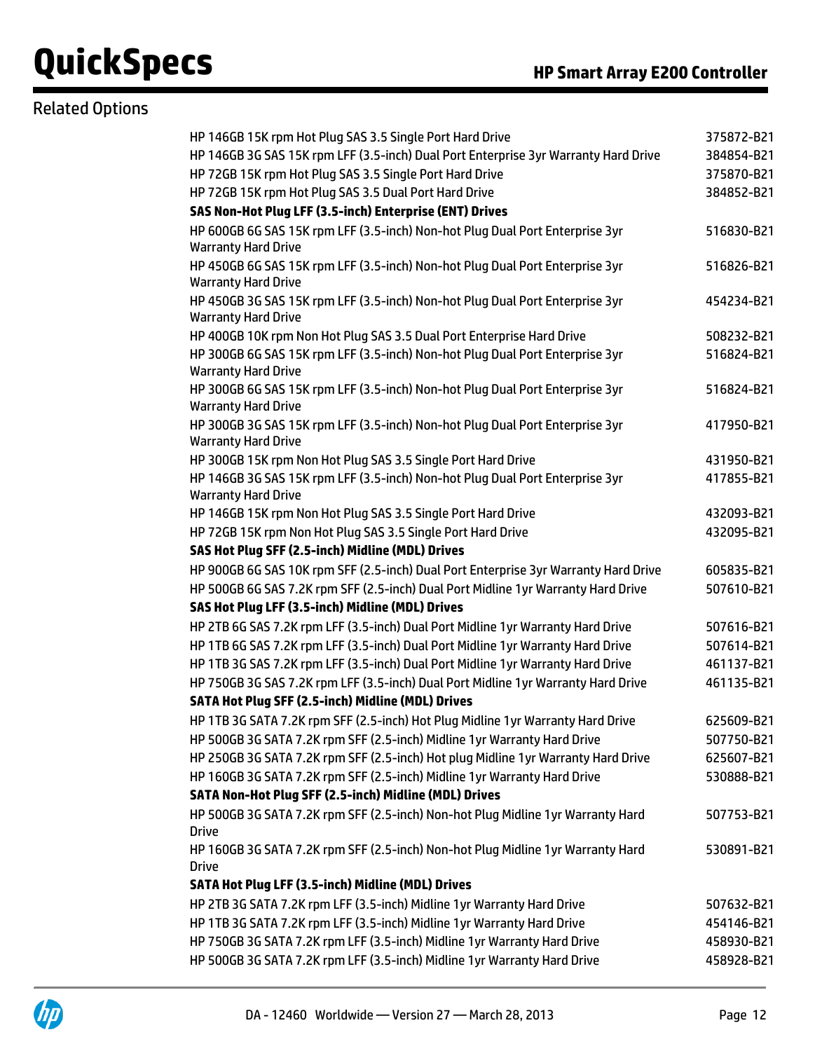## Related Options

| | |
|---|---|
| HP 146GB 15K rpm Hot Plug SAS 3.5 Single Port Hard Drive | 375872-B21 |
| HP 146GB 3G SAS 15K rpm LFF (3.5-inch) Dual Port Enterprise 3yr Warranty Hard Drive | 384854-B21 |
| HP 72GB 15K rpm Hot Plug SAS 3.5 Single Port Hard Drive | 375870-B21 |
| HP 72GB 15K rpm Hot Plug SAS 3.5 Dual Port Hard Drive | 384852-B21 |
| **SAS Non-Hot Plug LFF (3.5-inch) Enterprise (ENT) Drives** | |
| HP 600GB 6G SAS 15K rpm LFF (3.5-inch) Non-hot Plug Dual Port Enterprise 3yr Warranty Hard Drive | 516830-B21 |
| HP 450GB 6G SAS 15K rpm LFF (3.5-inch) Non-hot Plug Dual Port Enterprise 3yr Warranty Hard Drive | 516826-B21 |
| HP 450GB 3G SAS 15K rpm LFF (3.5-inch) Non-hot Plug Dual Port Enterprise 3yr Warranty Hard Drive | 454234-B21 |
| HP 400GB 10K rpm Non Hot Plug SAS 3.5 Dual Port Enterprise Hard Drive | 508232-B21 |
| HP 300GB 6G SAS 15K rpm LFF (3.5-inch) Non-hot Plug Dual Port Enterprise 3yr Warranty Hard Drive | 516824-B21 |
| HP 300GB 6G SAS 15K rpm LFF (3.5-inch) Non-hot Plug Dual Port Enterprise 3yr Warranty Hard Drive | 516824-B21 |
| HP 300GB 3G SAS 15K rpm LFF (3.5-inch) Non-hot Plug Dual Port Enterprise 3yr Warranty Hard Drive | 417950-B21 |
| HP 300GB 15K rpm Non Hot Plug SAS 3.5 Single Port Hard Drive | 431950-B21 |
| HP 146GB 3G SAS 15K rpm LFF (3.5-inch) Non-hot Plug Dual Port Enterprise 3yr Warranty Hard Drive | 417855-B21 |
| HP 146GB 15K rpm Non Hot Plug SAS 3.5 Single Port Hard Drive | 432093-B21 |
| HP 72GB 15K rpm Non Hot Plug SAS 3.5 Single Port Hard Drive | 432095-B21 |
| **SAS Hot Plug SFF (2.5-inch) Midline (MDL) Drives** | |
| HP 900GB 6G SAS 10K rpm SFF (2.5-inch) Dual Port Enterprise 3yr Warranty Hard Drive | 605835-B21 |
| HP 500GB 6G SAS 7.2K rpm SFF (2.5-inch) Dual Port Midline 1yr Warranty Hard Drive | 507610-B21 |
| **SAS Hot Plug LFF (3.5-inch) Midline (MDL) Drives** | |
| HP 2TB 6G SAS 7.2K rpm LFF (3.5-inch) Dual Port Midline 1yr Warranty Hard Drive | 507616-B21 |
| HP 1TB 6G SAS 7.2K rpm LFF (3.5-inch) Dual Port Midline 1yr Warranty Hard Drive | 507614-B21 |
| HP 1TB 3G SAS 7.2K rpm LFF (3.5-inch) Dual Port Midline 1yr Warranty Hard Drive | 461137-B21 |
| HP 750GB 3G SAS 7.2K rpm LFF (3.5-inch) Dual Port Midline 1yr Warranty Hard Drive | 461135-B21 |
| **SATA Hot Plug SFF (2.5-inch) Midline (MDL) Drives** | |
| HP 1TB 3G SATA 7.2K rpm SFF (2.5-inch) Hot Plug Midline 1yr Warranty Hard Drive | 625609-B21 |
| HP 500GB 3G SATA 7.2K rpm SFF (2.5-inch) Midline 1yr Warranty Hard Drive | 507750-B21 |
| HP 250GB 3G SATA 7.2K rpm SFF (2.5-inch) Hot plug Midline 1yr Warranty Hard Drive | 625607-B21 |
| HP 160GB 3G SATA 7.2K rpm SFF (2.5-inch) Midline 1yr Warranty Hard Drive | 530888-B21 |
| **SATA Non-Hot Plug SFF (2.5-inch) Midline (MDL) Drives** | |
| HP 500GB 3G SATA 7.2K rpm SFF (2.5-inch) Non-hot Plug Midline 1yr Warranty Hard Drive | 507753-B21 |
| HP 160GB 3G SATA 7.2K rpm SFF (2.5-inch) Non-hot Plug Midline 1yr Warranty Hard Drive | 530891-B21 |
| **SATA Hot Plug LFF (3.5-inch) Midline (MDL) Drives** | |
| HP 2TB 3G SATA 7.2K rpm LFF (3.5-inch) Midline 1yr Warranty Hard Drive | 507632-B21 |
| HP 1TB 3G SATA 7.2K rpm LFF (3.5-inch) Midline 1yr Warranty Hard Drive | 454146-B21 |
| HP 750GB 3G SATA 7.2K rpm LFF (3.5-inch) Midline 1yr Warranty Hard Drive | 458930-B21 |
| HP 500GB 3G SATA 7.2K rpm LFF (3.5-inch) Midline 1yr Warranty Hard Drive | 458928-B21 |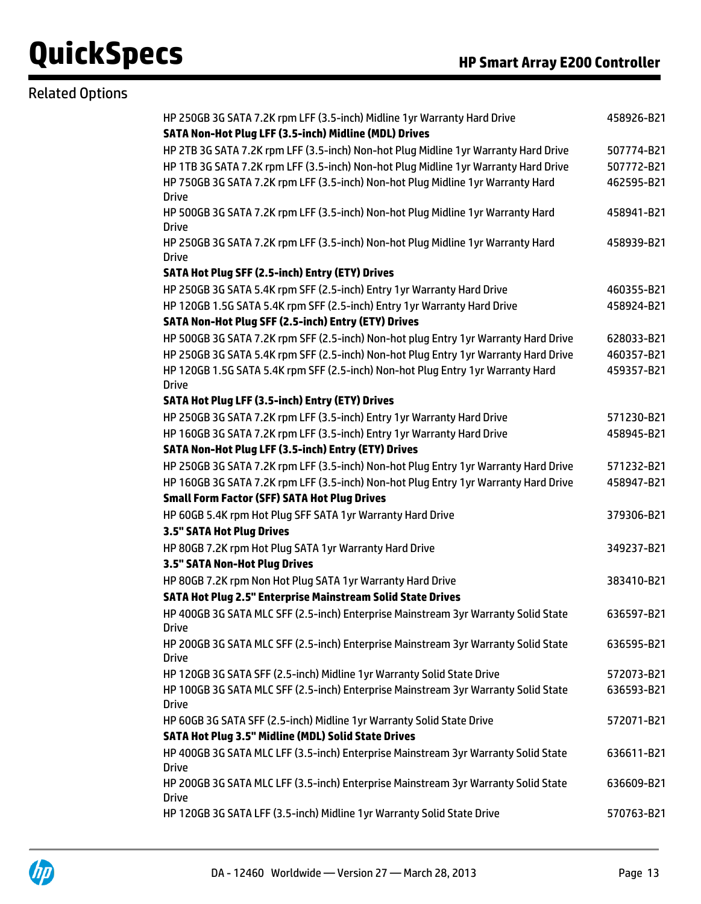## Related Options

| | |
|---|---|
| HP 250GB 3G SATA 7.2K rpm LFF (3.5-inch) Midline 1yr Warranty Hard Drive | 458926-B21 |
| **SATA Non-Hot Plug LFF (3.5-inch) Midline (MDL) Drives** | |
| HP 2TB 3G SATA 7.2K rpm LFF (3.5-inch) Non-hot Plug Midline 1yr Warranty Hard Drive | 507774-B21 |
| HP 1TB 3G SATA 7.2K rpm LFF (3.5-inch) Non-hot Plug Midline 1yr Warranty Hard Drive | 507772-B21 |
| HP 750GB 3G SATA 7.2K rpm LFF (3.5-inch) Non-hot Plug Midline 1yr Warranty Hard Drive | 462595-B21 |
| HP 500GB 3G SATA 7.2K rpm LFF (3.5-inch) Non-hot Plug Midline 1yr Warranty Hard Drive | 458941-B21 |
| HP 250GB 3G SATA 7.2K rpm LFF (3.5-inch) Non-hot Plug Midline 1yr Warranty Hard Drive | 458939-B21 |
| **SATA Hot Plug SFF (2.5-inch) Entry (ETY) Drives** | |
| HP 250GB 3G SATA 5.4K rpm SFF (2.5-inch) Entry 1yr Warranty Hard Drive | 460355-B21 |
| HP 120GB 1.5G SATA 5.4K rpm SFF (2.5-inch) Entry 1yr Warranty Hard Drive | 458924-B21 |
| **SATA Non-Hot Plug SFF (2.5-inch) Entry (ETY) Drives** | |
| HP 500GB 3G SATA 7.2K rpm SFF (2.5-inch) Non-hot plug Entry 1yr Warranty Hard Drive | 628033-B21 |
| HP 250GB 3G SATA 5.4K rpm SFF (2.5-inch) Non-hot Plug Entry 1yr Warranty Hard Drive | 460357-B21 |
| HP 120GB 1.5G SATA 5.4K rpm SFF (2.5-inch) Non-hot Plug Entry 1yr Warranty Hard Drive | 459357-B21 |
| **SATA Hot Plug LFF (3.5-inch) Entry (ETY) Drives** | |
| HP 250GB 3G SATA 7.2K rpm LFF (3.5-inch) Entry 1yr Warranty Hard Drive | 571230-B21 |
| HP 160GB 3G SATA 7.2K rpm LFF (3.5-inch) Entry 1yr Warranty Hard Drive | 458945-B21 |
| **SATA Non-Hot Plug LFF (3.5-inch) Entry (ETY) Drives** | |
| HP 250GB 3G SATA 7.2K rpm LFF (3.5-inch) Non-hot Plug Entry 1yr Warranty Hard Drive | 571232-B21 |
| HP 160GB 3G SATA 7.2K rpm LFF (3.5-inch) Non-hot Plug Entry 1yr Warranty Hard Drive | 458947-B21 |
| **Small Form Factor (SFF) SATA Hot Plug Drives** | |
| HP 60GB 5.4K rpm Hot Plug SFF SATA 1yr Warranty Hard Drive | 379306-B21 |
| **3.5" SATA Hot Plug Drives** | |
| HP 80GB 7.2K rpm Hot Plug SATA 1yr Warranty Hard Drive | 349237-B21 |
| **3.5" SATA Non-Hot Plug Drives** | |
| HP 80GB 7.2K rpm Non Hot Plug SATA 1yr Warranty Hard Drive | 383410-B21 |
| **SATA Hot Plug 2.5" Enterprise Mainstream Solid State Drives** | |
| HP 400GB 3G SATA MLC SFF (2.5-inch) Enterprise Mainstream 3yr Warranty Solid State Drive | 636597-B21 |
| HP 200GB 3G SATA MLC SFF (2.5-inch) Enterprise Mainstream 3yr Warranty Solid State Drive | 636595-B21 |
| HP 120GB 3G SATA SFF (2.5-inch) Midline 1yr Warranty Solid State Drive | 572073-B21 |
| HP 100GB 3G SATA MLC SFF (2.5-inch) Enterprise Mainstream 3yr Warranty Solid State Drive | 636593-B21 |
| HP 60GB 3G SATA SFF (2.5-inch) Midline 1yr Warranty Solid State Drive | 572071-B21 |
| **SATA Hot Plug 3.5" Midline (MDL) Solid State Drives** | |
| HP 400GB 3G SATA MLC LFF (3.5-inch) Enterprise Mainstream 3yr Warranty Solid State Drive | 636611-B21 |
| HP 200GB 3G SATA MLC LFF (3.5-inch) Enterprise Mainstream 3yr Warranty Solid State Drive | 636609-B21 |
| HP 120GB 3G SATA LFF (3.5-inch) Midline 1yr Warranty Solid State Drive | 570763-B21 |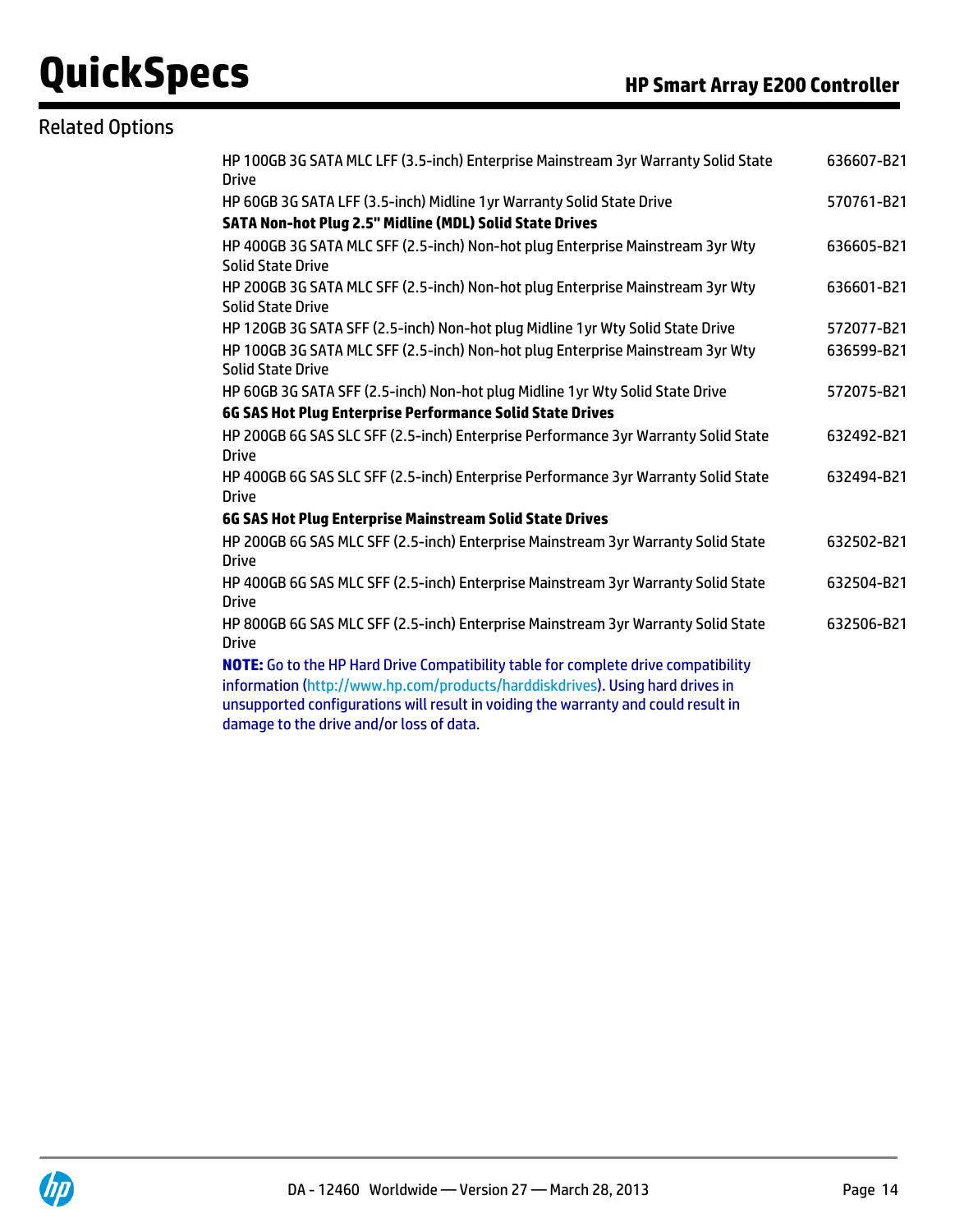## Related Options

| | |
|---|---|
| HP 100GB 3G SATA MLC LFF (3.5-inch) Enterprise Mainstream 3yr Warranty Solid State Drive | 636607-B21 |
| HP 60GB 3G SATA LFF (3.5-inch) Midline 1yr Warranty Solid State Drive | 570761-B21 |
| **SATA Non-hot Plug 2.5" Midline (MDL) Solid State Drives** | |
| HP 400GB 3G SATA MLC SFF (2.5-inch) Non-hot plug Enterprise Mainstream 3yr Wty Solid State Drive | 636605-B21 |
| HP 200GB 3G SATA MLC SFF (2.5-inch) Non-hot plug Enterprise Mainstream 3yr Wty Solid State Drive | 636601-B21 |
| HP 120GB 3G SATA SFF (2.5-inch) Non-hot plug Midline 1yr Wty Solid State Drive | 572077-B21 |
| HP 100GB 3G SATA MLC SFF (2.5-inch) Non-hot plug Enterprise Mainstream 3yr Wty Solid State Drive | 636599-B21 |
| HP 60GB 3G SATA SFF (2.5-inch) Non-hot plug Midline 1yr Wty Solid State Drive | 572075-B21 |
| **6G SAS Hot Plug Enterprise Performance Solid State Drives** | |
| HP 200GB 6G SAS SLC SFF (2.5-inch) Enterprise Performance 3yr Warranty Solid State Drive | 632492-B21 |
| HP 400GB 6G SAS SLC SFF (2.5-inch) Enterprise Performance 3yr Warranty Solid State Drive | 632494-B21 |
| **6G SAS Hot Plug Enterprise Mainstream Solid State Drives** | |
| HP 200GB 6G SAS MLC SFF (2.5-inch) Enterprise Mainstream 3yr Warranty Solid State Drive | 632502-B21 |
| HP 400GB 6G SAS MLC SFF (2.5-inch) Enterprise Mainstream 3yr Warranty Solid State Drive | 632504-B21 |
| HP 800GB 6G SAS MLC SFF (2.5-inch) Enterprise Mainstream 3yr Warranty Solid State Drive | 632506-B21 |

**NOTE:** Go to the HP Hard Drive Compatibility table for complete drive compatibility information (http://www.hp.com/products/harddiskdrives). Using hard drives in unsupported configurations will result in voiding the warranty and could result in damage to the drive and/or loss of data.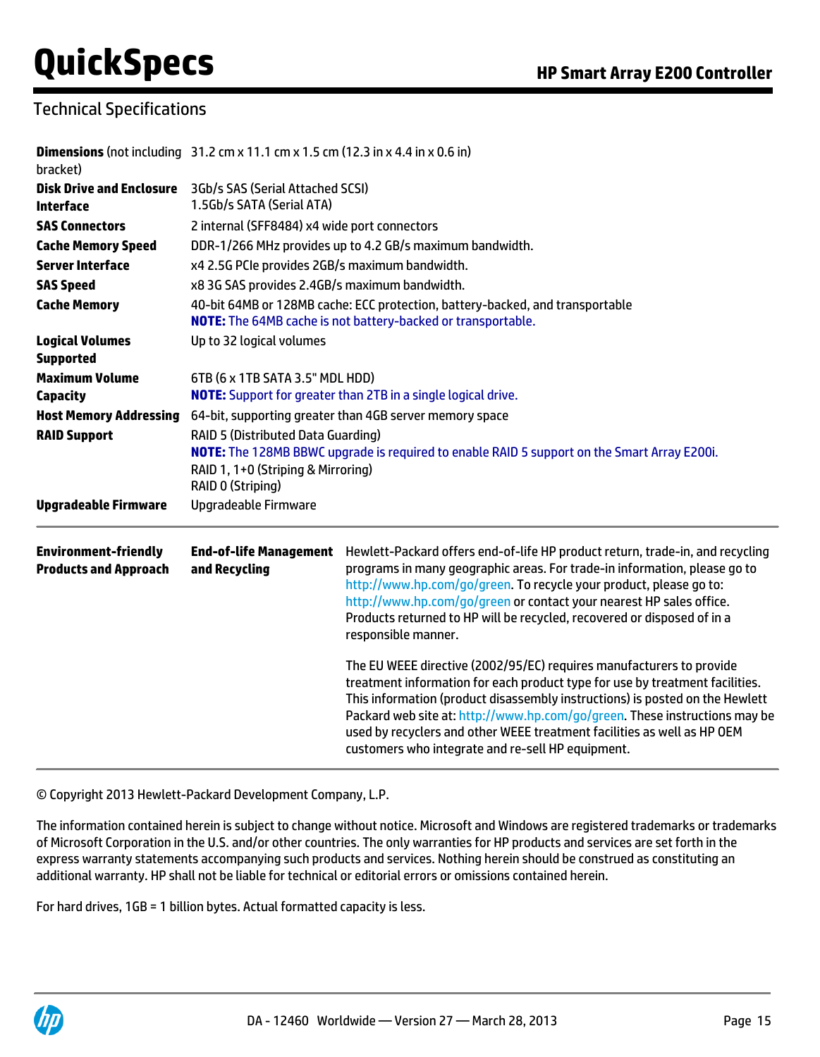## Technical Specifications

| | |
|---|---|
| **Dimensions** (not including bracket) | 31.2 cm x 11.1 cm x 1.5 cm (12.3 in x 4.4 in x 0.6 in) |
| **Disk Drive and Enclosure Interface** | 3Gb/s SAS (Serial Attached SCSI)<br>1.5Gb/s SATA (Serial ATA) |
| **SAS Connectors** | 2 internal (SFF8484) x4 wide port connectors |
| **Cache Memory Speed** | DDR-1/266 MHz provides up to 4.2 GB/s maximum bandwidth. |
| **Server Interface** | x4 2.5G PCIe provides 2GB/s maximum bandwidth. |
| **SAS Speed** | x8 3G SAS provides 2.4GB/s maximum bandwidth. |
| **Cache Memory** | 40-bit 64MB or 128MB cache: ECC protection, battery-backed, and transportable<br>**NOTE:** The 64MB cache is not battery-backed or transportable. |
| **Logical Volumes Supported** | Up to 32 logical volumes |
| **Maximum Volume Capacity** | 6TB (6 x 1TB SATA 3.5" MDL HDD)<br>**NOTE:** Support for greater than 2TB in a single logical drive. |
| **Host Memory Addressing** | 64-bit, supporting greater than 4GB server memory space |
| **RAID Support** | RAID 5 (Distributed Data Guarding)<br>**NOTE:** The 128MB BBWC upgrade is required to enable RAID 5 support on the Smart Array E200i.<br>RAID 1, 1+0 (Striping & Mirroring)<br>RAID 0 (Striping) |
| **Upgradeable Firmware** | Upgradeable Firmware |

| | | |
|---|---|---|
| **Environment-friendly Products and Approach** | **End-of-life Management and Recycling** | Hewlett-Packard offers end-of-life HP product return, trade-in, and recycling programs in many geographic areas. For trade-in information, please go to http://www.hp.com/go/green. To recycle your product, please go to: http://www.hp.com/go/green or contact your nearest HP sales office. Products returned to HP will be recycled, recovered or disposed of in a responsible manner.<br><br>The EU WEEE directive (2002/95/EC) requires manufacturers to provide treatment information for each product type for use by treatment facilities. This information (product disassembly instructions) is posted on the Hewlett Packard web site at: http://www.hp.com/go/green. These instructions may be used by recyclers and other WEEE treatment facilities as well as HP OEM customers who integrate and re-sell HP equipment. |

© Copyright 2013 Hewlett-Packard Development Company, L.P.

The information contained herein is subject to change without notice. Microsoft and Windows are registered trademarks or trademarks of Microsoft Corporation in the U.S. and/or other countries. The only warranties for HP products and services are set forth in the express warranty statements accompanying such products and services. Nothing herein should be construed as constituting an additional warranty. HP shall not be liable for technical or editorial errors or omissions contained herein.

For hard drives, 1GB = 1 billion bytes. Actual formatted capacity is less.

DA - 12460 Worldwide — Version 27 — March 28, 2013